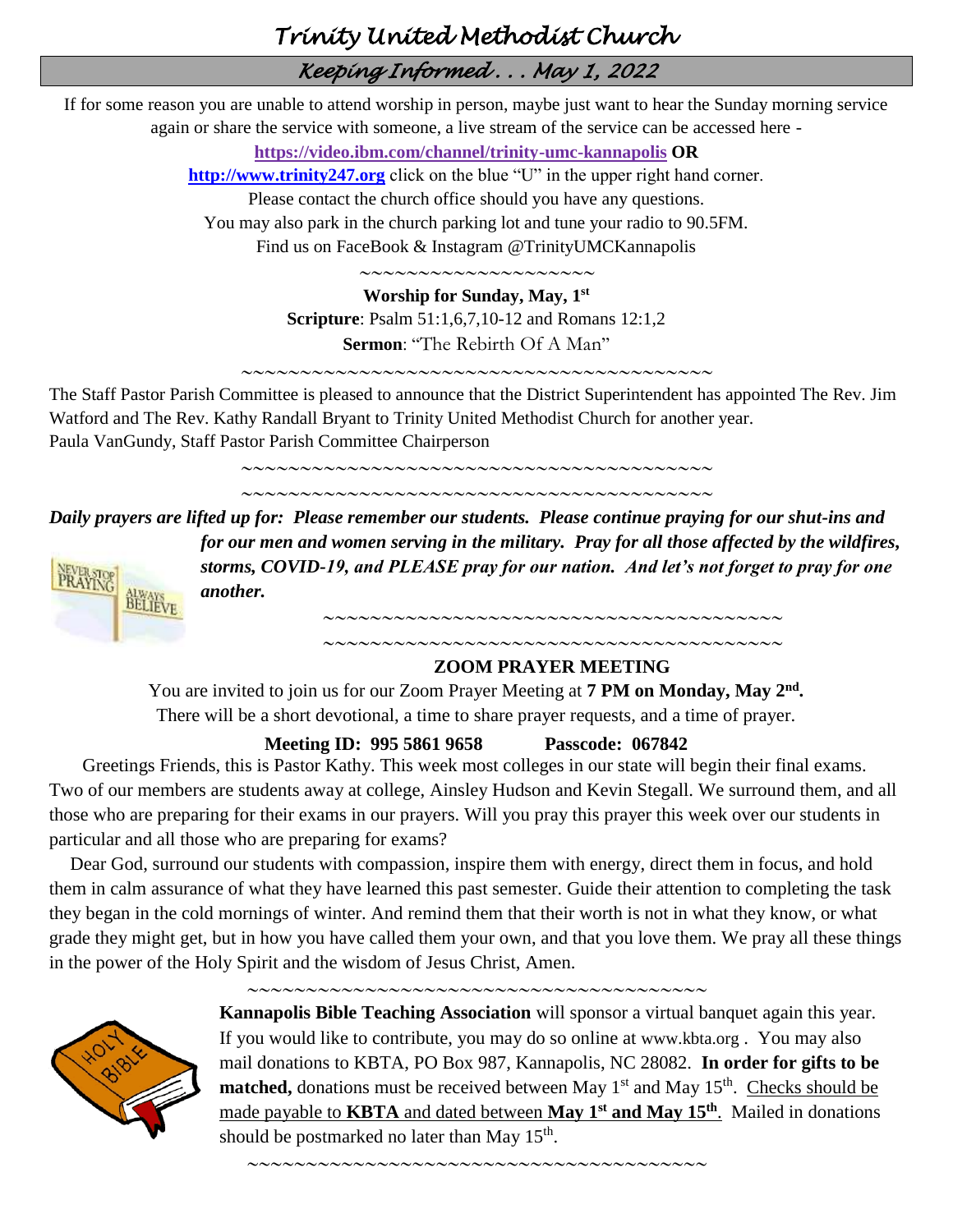# Trinity United Methodist Church

## Keeping Informed . . . May 1, 2022

If for some reason you are unable to attend worship in person, maybe just want to hear the Sunday morning service again or share the service with someone, a live stream of the service can be accessed here -

**https://video.ibm.com/channel/trinity-umc-kannapolis OR**

**http://www.trinity247.org** click on the blue "U" in the upper right hand corner.

Please contact the church office should you have any questions.

You may also park in the church parking lot and tune your radio to 90.5FM.

Find us on FaceBook & Instagram @TrinityUMCKannapolis

~~~~~~~~~~~~~~~~~~~~~

**Worship for Sunday, May, 1st**

**Scripture**: Psalm 51:1,6,7,10-12 and Romans 12:1,2

**Sermon**: "The Rebirth Of A Man"

~~~~~~~~~~~~~~~~~~~~~~~~~~~~~~~~~~~~~~~~~~

The Staff Pastor Parish Committee is pleased to announce that the District Superintendent has appointed The Rev. Jim Watford and The Rev. Kathy Randall Bryant to Trinity United Methodist Church for another year.
Paula VanGundy, Staff Pastor Parish Committee Chairperson

~~~~~~~~~~~~~~~~~~~~~~~~~~~~~~~~~~~~~~~~~~

~~~~~~~~~~~~~~~~~~~~~~~~~~~~~~~~~~~~~~~~~~

***Daily prayers are lifted up for: Please remember our students. Please continue praying for our shut-ins and for our men and women serving in the military. Pray for all those affected by the wildfires, storms, COVID-19, and PLEASE pray for our nation. And let's not forget to pray for one another.***

~~~~~~~~~~~~~~~~~~~~~~~~~~~~~~~~~~~~~~~~~~

~~~~~~~~~~~~~~~~~~~~~~~~~~~~~~~~~~~~~~~~~~

**ZOOM PRAYER MEETING**

You are invited to join us for our Zoom Prayer Meeting at **7 PM on Monday, May 2nd.**
There will be a short devotional, a time to share prayer requests, and a time of prayer.

**Meeting ID: 995 5861 9658 Passcode: 067842**

Greetings Friends, this is Pastor Kathy. This week most colleges in our state will begin their final exams. Two of our members are students away at college, Ainsley Hudson and Kevin Stegall. We surround them, and all those who are preparing for their exams in our prayers. Will you pray this prayer this week over our students in particular and all those who are preparing for exams?

Dear God, surround our students with compassion, inspire them with energy, direct them in focus, and hold them in calm assurance of what they have learned this past semester. Guide their attention to completing the task they began in the cold mornings of winter. And remind them that their worth is not in what they know, or what grade they might get, but in how you have called them your own, and that you love them. We pray all these things in the power of the Holy Spirit and the wisdom of Jesus Christ, Amen.

~~~~~~~~~~~~~~~~~~~~~~~~~~~~~~~~~~~~~~~~~~

**Kannapolis Bible Teaching Association** will sponsor a virtual banquet again this year. If you would like to contribute, you may do so online at www.kbta.org . You may also mail donations to KBTA, PO Box 987, Kannapolis, NC 28082. **In order for gifts to be matched,** donations must be received between May 1st and May 15th. Checks should be made payable to **KBTA** and dated between **May 1st and May 15th**. Mailed in donations should be postmarked no later than May 15th.

~~~~~~~~~~~~~~~~~~~~~~~~~~~~~~~~~~~~~~~~~~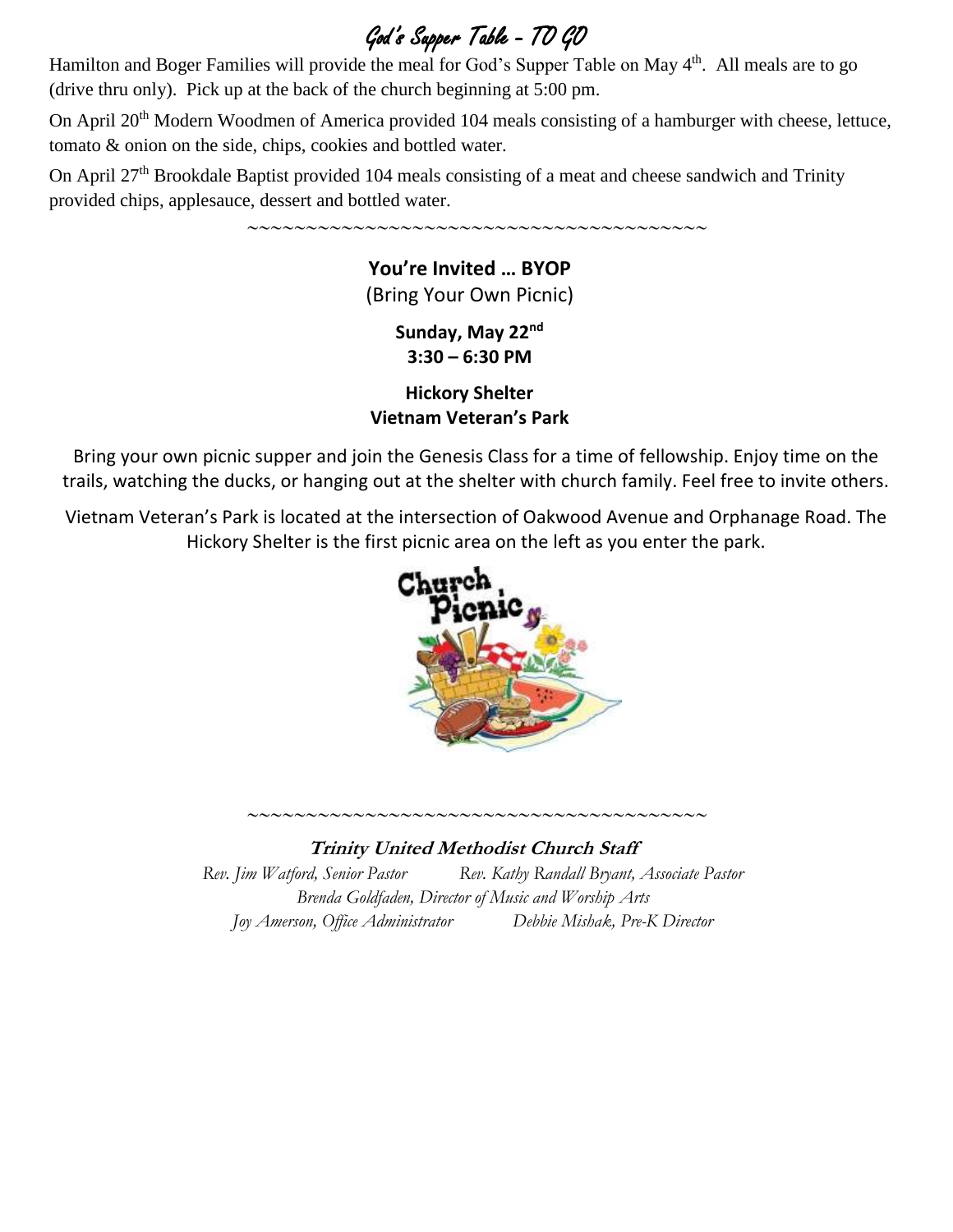# God's Supper Table - TO GO

Hamilton and Boger Families will provide the meal for God's Supper Table on May 4th. All meals are to go (drive thru only). Pick up at the back of the church beginning at 5:00 pm.

On April 20th Modern Woodmen of America provided 104 meals consisting of a hamburger with cheese, lettuce, tomato & onion on the side, chips, cookies and bottled water.

On April 27th Brookdale Baptist provided 104 meals consisting of a meat and cheese sandwich and Trinity provided chips, applesauce, dessert and bottled water.

~~~~~~~~~~~~~~~~~~~~~~~~~~~~~~~~~~~~~~~~

**You're Invited … BYOP**

(Bring Your Own Picnic)

**Sunday, May 22nd**
**3:30 – 6:30 PM**

**Hickory Shelter**
**Vietnam Veteran's Park**

Bring your own picnic supper and join the Genesis Class for a time of fellowship. Enjoy time on the trails, watching the ducks, or hanging out at the shelter with church family. Feel free to invite others.

Vietnam Veteran's Park is located at the intersection of Oakwood Avenue and Orphanage Road. The Hickory Shelter is the first picnic area on the left as you enter the park.

Church Picnic

~~~~~~~~~~~~~~~~~~~~~~~~~~~~~~~~~~~~~~~~

***Trinity United Methodist Church Staff***

*Rev. Jim Watford, Senior Pastor* *Rev. Kathy Randall Bryant, Associate Pastor*
*Brenda Goldfaden, Director of Music and Worship Arts*
*Joy Amerson, Office Administrator* *Debbie Mishak, Pre-K Director*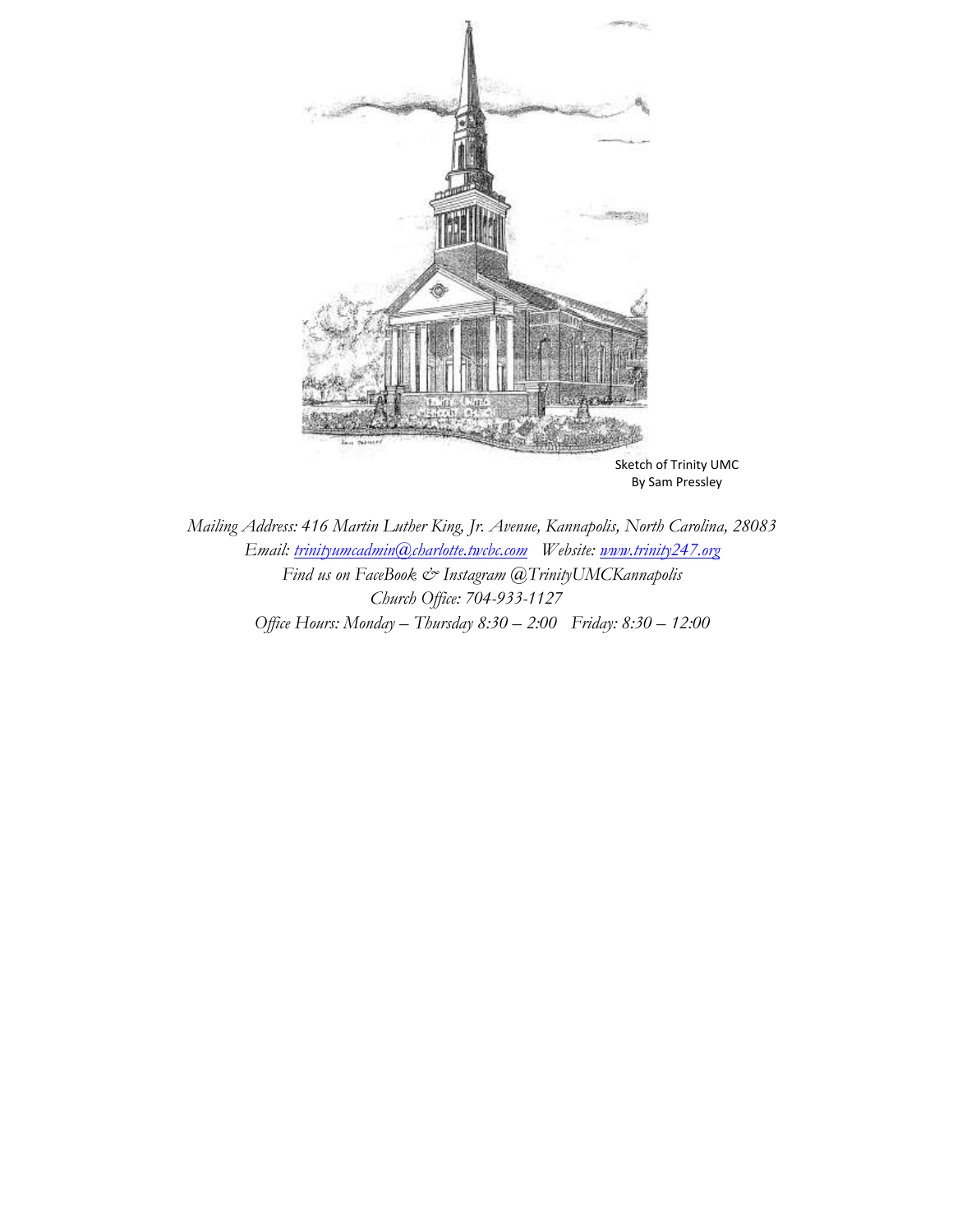Sketch of Trinity UMC
By Sam Pressley

*Mailing Address: 416 Martin Luther King, Jr. Avenue, Kannapolis, North Carolina, 28083*
*Email: [trinityumcadmin@charlotte.twcbc.com](mailto:trinityumcadmin@charlotte.twcbc.com) Website: [www.trinity247.org](http://www.trinity247.org)*
*Find us on FaceBook & Instagram @TrinityUMCKannapolis*
*Church Office: 704-933-1127*
*Office Hours: Monday – Thursday 8:30 – 2:00 Friday: 8:30 – 12:00*